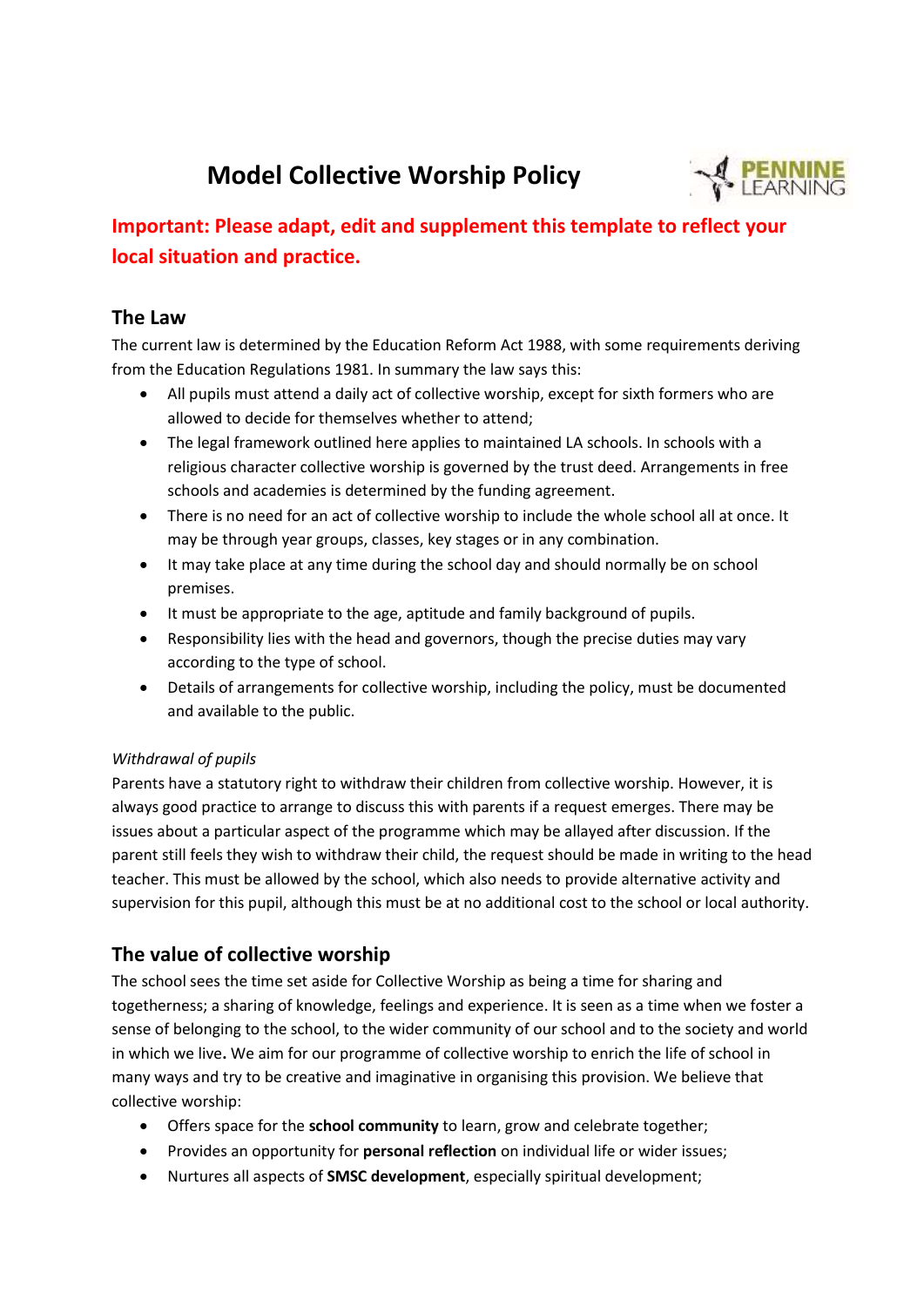# Model Collective Worship Policy

**Important: Please adapt, edit and supplement this template to reflect your local situation and practice.**

## The Law

The current law is determined by the Education Reform Act 1988, with some requirements deriving from the Education Regulations 1981. In summary the law says this:

- All pupils must attend a daily act of collective worship, except for sixth formers who are allowed to decide for themselves whether to attend;
- The legal framework outlined here applies to maintained LA schools. In schools with a religious character collective worship is governed by the trust deed. Arrangements in free schools and academies is determined by the funding agreement.
- There is no need for an act of collective worship to include the whole school all at once. It may be through year groups, classes, key stages or in any combination.
- It may take place at any time during the school day and should normally be on school premises.
- It must be appropriate to the age, aptitude and family background of pupils.
- Responsibility lies with the head and governors, though the precise duties may vary according to the type of school.
- Details of arrangements for collective worship, including the policy, must be documented and available to the public.

*Withdrawal of pupils*

Parents have a statutory right to withdraw their children from collective worship. However, it is always good practice to arrange to discuss this with parents if a request emerges. There may be issues about a particular aspect of the programme which may be allayed after discussion. If the parent still feels they wish to withdraw their child, the request should be made in writing to the head teacher. This must be allowed by the school, which also needs to provide alternative activity and supervision for this pupil, although this must be at no additional cost to the school or local authority.

## The value of collective worship

The school sees the time set aside for Collective Worship as being a time for sharing and togetherness; a sharing of knowledge, feelings and experience. It is seen as a time when we foster a sense of belonging to the school, to the wider community of our school and to the society and world in which we live**.** We aim for our programme of collective worship to enrich the life of school in many ways and try to be creative and imaginative in organising this provision. We believe that collective worship:

- Offers space for the **school community** to learn, grow and celebrate together;
- Provides an opportunity for **personal reflection** on individual life or wider issues;
- Nurtures all aspects of **SMSC development**, especially spiritual development;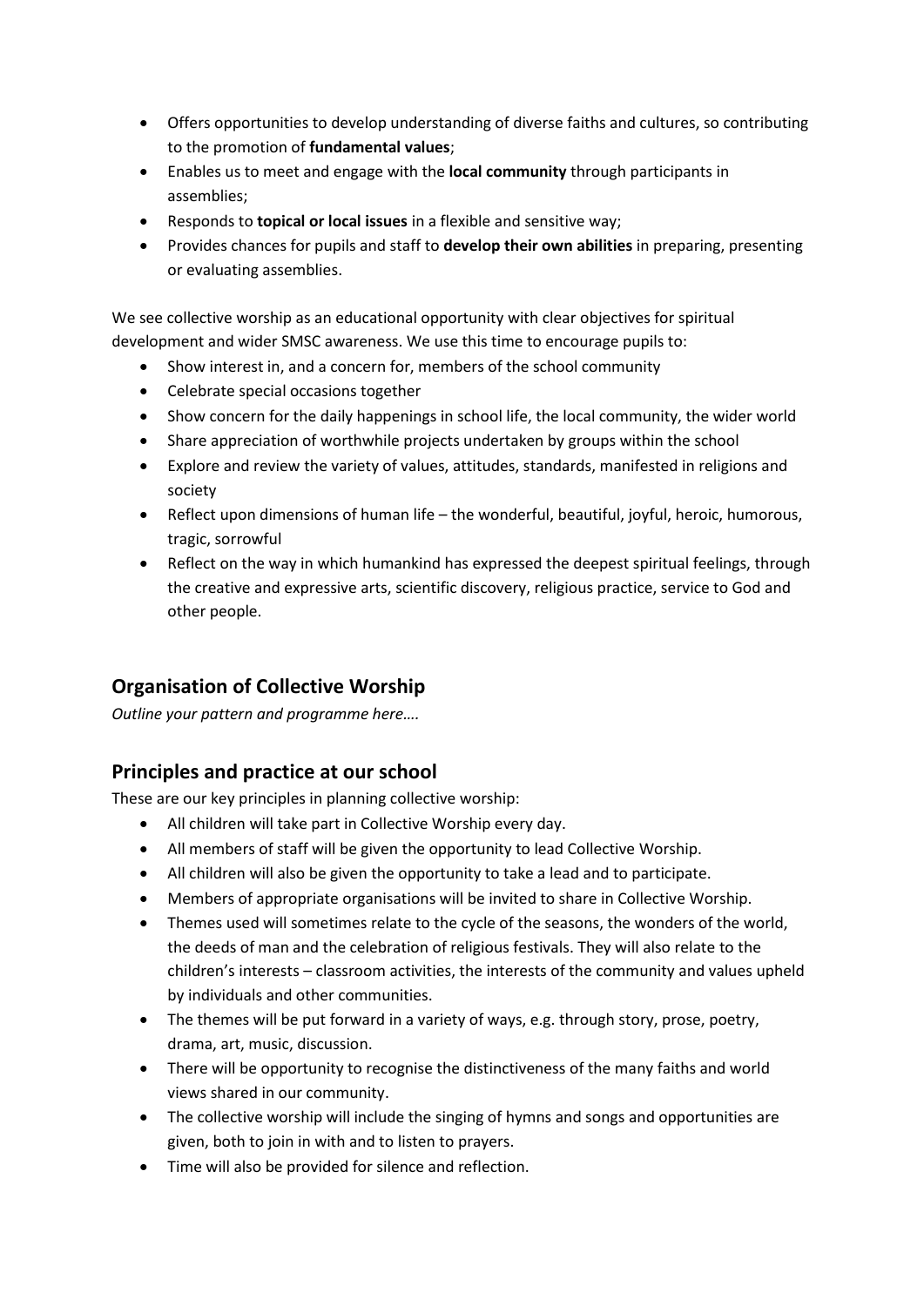- Offers opportunities to develop understanding of diverse faiths and cultures, so contributing to the promotion of **fundamental values**;
- Enables us to meet and engage with the **local community** through participants in assemblies;
- Responds to **topical or local issues** in a flexible and sensitive way;
- Provides chances for pupils and staff to **develop their own abilities** in preparing, presenting or evaluating assemblies.

We see collective worship as an educational opportunity with clear objectives for spiritual development and wider SMSC awareness. We use this time to encourage pupils to:

- Show interest in, and a concern for, members of the school community
- Celebrate special occasions together
- Show concern for the daily happenings in school life, the local community, the wider world
- Share appreciation of worthwhile projects undertaken by groups within the school
- Explore and review the variety of values, attitudes, standards, manifested in religions and society
- Reflect upon dimensions of human life – the wonderful, beautiful, joyful, heroic, humorous, tragic, sorrowful
- Reflect on the way in which humankind has expressed the deepest spiritual feelings, through the creative and expressive arts, scientific discovery, religious practice, service to God and other people.

## Organisation of Collective Worship

*Outline your pattern and programme here….*

## Principles and practice at our school

These are our key principles in planning collective worship:

- All children will take part in Collective Worship every day.
- All members of staff will be given the opportunity to lead Collective Worship.
- All children will also be given the opportunity to take a lead and to participate.
- Members of appropriate organisations will be invited to share in Collective Worship.
- Themes used will sometimes relate to the cycle of the seasons, the wonders of the world, the deeds of man and the celebration of religious festivals. They will also relate to the children's interests – classroom activities, the interests of the community and values upheld by individuals and other communities.
- The themes will be put forward in a variety of ways, e.g. through story, prose, poetry, drama, art, music, discussion.
- There will be opportunity to recognise the distinctiveness of the many faiths and world views shared in our community.
- The collective worship will include the singing of hymns and songs and opportunities are given, both to join in with and to listen to prayers.
- Time will also be provided for silence and reflection.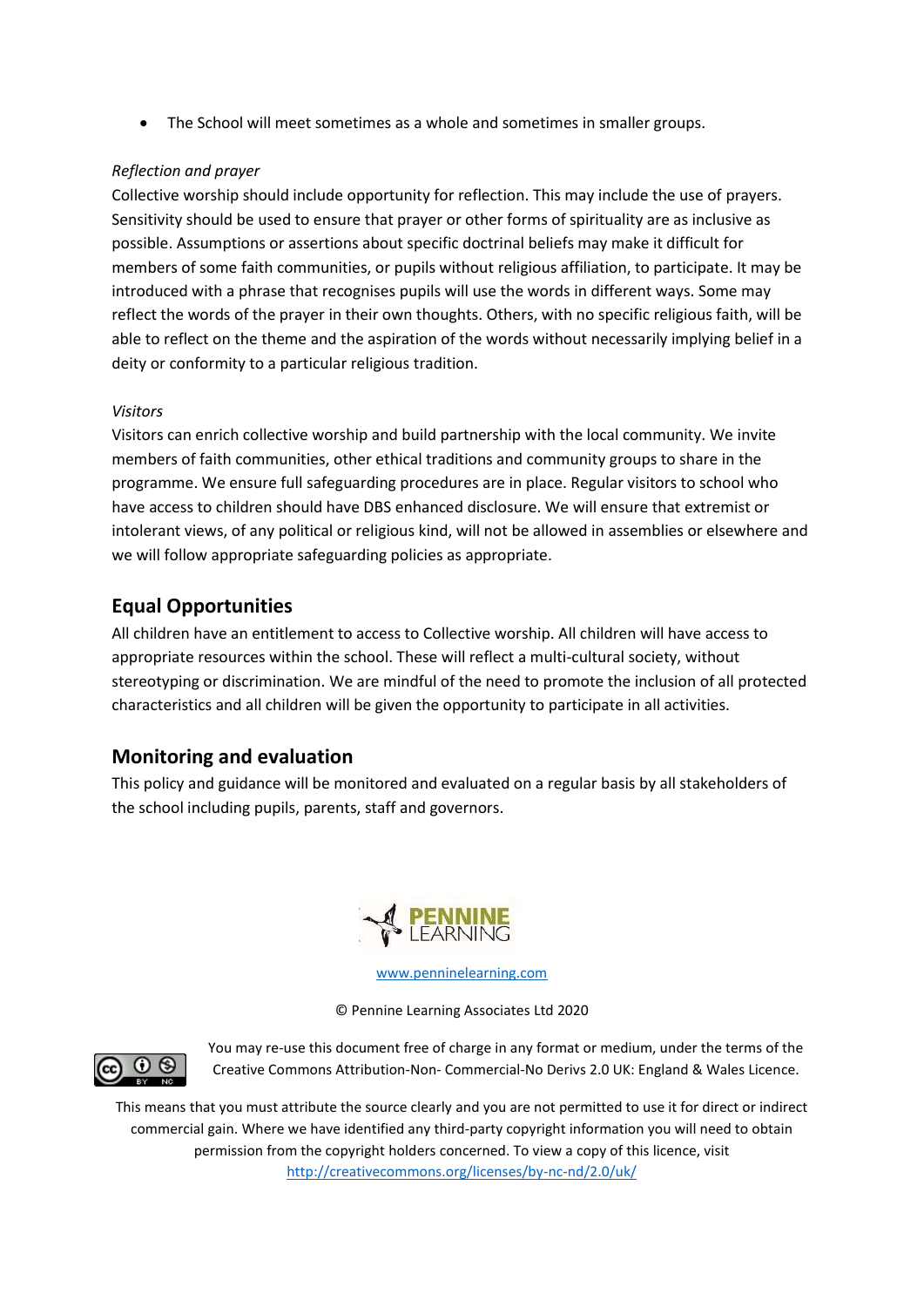- The School will meet sometimes as a whole and sometimes in smaller groups.

*Reflection and prayer*

Collective worship should include opportunity for reflection. This may include the use of prayers. Sensitivity should be used to ensure that prayer or other forms of spirituality are as inclusive as possible. Assumptions or assertions about specific doctrinal beliefs may make it difficult for members of some faith communities, or pupils without religious affiliation, to participate. It may be introduced with a phrase that recognises pupils will use the words in different ways. Some may reflect the words of the prayer in their own thoughts. Others, with no specific religious faith, will be able to reflect on the theme and the aspiration of the words without necessarily implying belief in a deity or conformity to a particular religious tradition.

*Visitors*

Visitors can enrich collective worship and build partnership with the local community. We invite members of faith communities, other ethical traditions and community groups to share in the programme. We ensure full safeguarding procedures are in place. Regular visitors to school who have access to children should have DBS enhanced disclosure. We will ensure that extremist or intolerant views, of any political or religious kind, will not be allowed in assemblies or elsewhere and we will follow appropriate safeguarding policies as appropriate.

## Equal Opportunities

All children have an entitlement to access to Collective worship. All children will have access to appropriate resources within the school. These will reflect a multi-cultural society, without stereotyping or discrimination. We are mindful of the need to promote the inclusion of all protected characteristics and all children will be given the opportunity to participate in all activities.

## Monitoring and evaluation

This policy and guidance will be monitored and evaluated on a regular basis by all stakeholders of the school including pupils, parents, staff and governors.

PENNINE LEARNING

www.penninelearning.com

© Pennine Learning Associates Ltd 2020

You may re-use this document free of charge in any format or medium, under the terms of the Creative Commons Attribution-Non- Commercial-No Derivs 2.0 UK: England & Wales Licence.

This means that you must attribute the source clearly and you are not permitted to use it for direct or indirect commercial gain. Where we have identified any third-party copyright information you will need to obtain permission from the copyright holders concerned. To view a copy of this licence, visit http://creativecommons.org/licenses/by-nc-nd/2.0/uk/